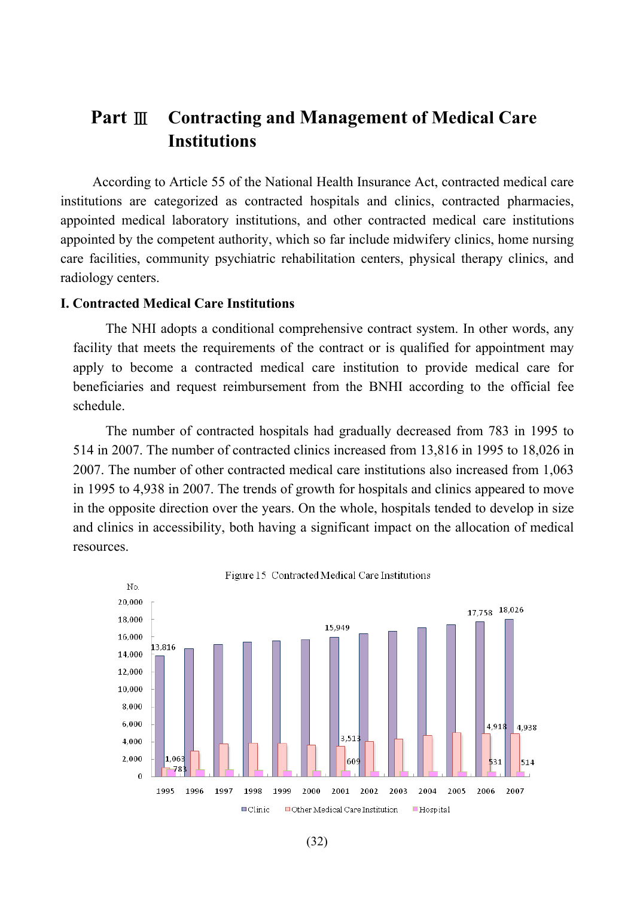# Part Ⅲ Contracting and Management of Medical Care Institutions

According to Article 55 of the National Health Insurance Act, contracted medical care institutions are categorized as contracted hospitals and clinics, contracted pharmacies, appointed medical laboratory institutions, and other contracted medical care institutions appointed by the competent authority, which so far include midwifery clinics, home nursing care facilities, community psychiatric rehabilitation centers, physical therapy clinics, and radiology centers.

## I. Contracted Medical Care Institutions

The NHI adopts a conditional comprehensive contract system. In other words, any facility that meets the requirements of the contract or is qualified for appointment may apply to become a contracted medical care institution to provide medical care for beneficiaries and request reimbursement from the BNHI according to the official fee schedule.

The number of contracted hospitals had gradually decreased from 783 in 1995 to 514 in 2007. The number of contracted clinics increased from 13,816 in 1995 to 18,026 in 2007. The number of other contracted medical care institutions also increased from 1,063 in 1995 to 4,938 in 2007. The trends of growth for hospitals and clinics appeared to move in the opposite direction over the years. On the whole, hospitals tended to develop in size and clinics in accessibility, both having a significant impact on the allocation of medical resources.

Figure 15 Contracted Medical Care Institutions

| Year | Clinic | Other Medical Care Institution | Hospital |
|---|---|---|---|
| 1995 | 13,816 | 1,063 | 783 |
| 2001 | 15,949 | 3,513 | 609 |
| 2006 | 17,758 | 4,918 | 531 |
| 2007 | 18,026 | 4,938 | 514 |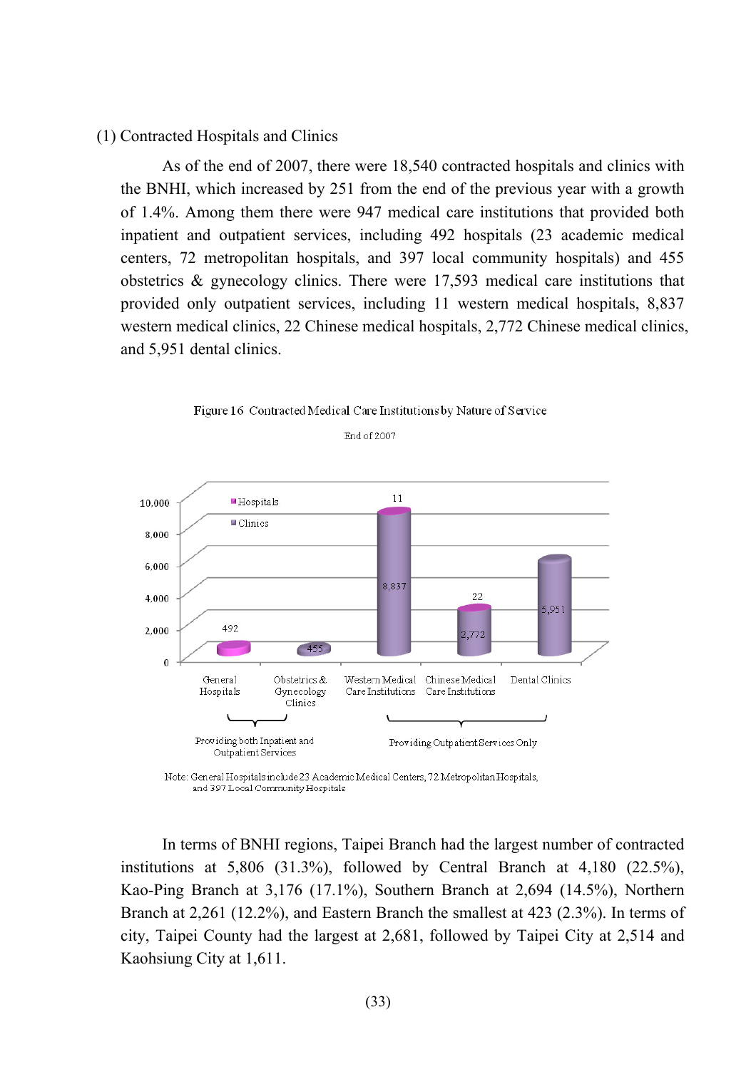(1) Contracted Hospitals and Clinics

As of the end of 2007, there were 18,540 contracted hospitals and clinics with the BNHI, which increased by 251 from the end of the previous year with a growth of 1.4%. Among them there were 947 medical care institutions that provided both inpatient and outpatient services, including 492 hospitals (23 academic medical centers, 72 metropolitan hospitals, and 397 local community hospitals) and 455 obstetrics & gynecology clinics. There were 17,593 medical care institutions that provided only outpatient services, including 11 western medical hospitals, 8,837 western medical clinics, 22 Chinese medical hospitals, 2,772 Chinese medical clinics, and 5,951 dental clinics.

Figure 16 Contracted Medical Care Institutions by Nature of Service

End of 2007

| | General Hospitals | Obstetrics & Gynecology Clinics | Western Medical Care Institutions | Chinese Medical Care Institutions | Dental Clinics |
|---|---|---|---|---|---|
| Hospitals | 492 | | 11 | 22 | |
| Clinics | | 455 | 8,837 | 2,772 | 5,951 |
| | Providing both Inpatient and Outpatient Services | | Providing Outpatient Services Only | | |

Note: General Hospitals include 23 Academic Medical Centers, 72 Metropolitan Hospitals, and 397 Local Community Hospitals

In terms of BNHI regions, Taipei Branch had the largest number of contracted institutions at 5,806 (31.3%), followed by Central Branch at 4,180 (22.5%), Kao-Ping Branch at 3,176 (17.1%), Southern Branch at 2,694 (14.5%), Northern Branch at 2,261 (12.2%), and Eastern Branch the smallest at 423 (2.3%). In terms of city, Taipei County had the largest at 2,681, followed by Taipei City at 2,514 and Kaohsiung City at 1,611.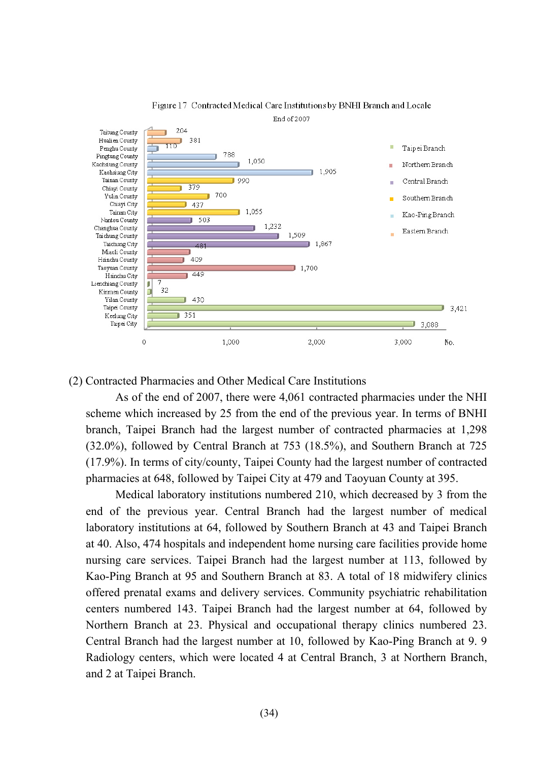Figure 17 Contracted Medical Care Institutions by BNHI Branch and Locale

End of 2007

| Locale | Branch | No. |
|---|---|---|
| Taitung County | Eastern Branch | 204 |
| Hualien County | Eastern Branch | 381 |
| Penghu County | Kao-Ping Branch | 110 |
| Pingtung County | Kao-Ping Branch | 788 |
| Kaohsiung County | Kao-Ping Branch | 1,050 |
| Kaohsiung City | Kao-Ping Branch | 1,905 |
| Tainan County | Southern Branch | 990 |
| Chiayi County | Southern Branch | 379 |
| Yulin County | Southern Branch | 700 |
| Chiayi City | Southern Branch | 437 |
| Tainan City | Southern Branch | 1,055 |
| Nantou County | Central Branch | 503 |
| Changhua County | Central Branch | 1,232 |
| Taichung County | Central Branch | 1,509 |
| Taichung City | Central Branch | 1,867 |
| Miaoli County | Northern Branch | 481 |
| Hsinchu County | Northern Branch | 409 |
| Taoyuan County | Northern Branch | 1,700 |
| Hsinchu City | Northern Branch | 449 |
| Lienchiang County | Taipei Branch | 7 |
| Kinmen County | Taipei Branch | 32 |
| Yilan County | Taipei Branch | 430 |
| Taipei County | Taipei Branch | 3,421 |
| Keelung City | Taipei Branch | 351 |
| Taipei City | Taipei Branch | 3,088 |

(2) Contracted Pharmacies and Other Medical Care Institutions

As of the end of 2007, there were 4,061 contracted pharmacies under the NHI scheme which increased by 25 from the end of the previous year. In terms of BNHI branch, Taipei Branch had the largest number of contracted pharmacies at 1,298 (32.0%), followed by Central Branch at 753 (18.5%), and Southern Branch at 725 (17.9%). In terms of city/county, Taipei County had the largest number of contracted pharmacies at 648, followed by Taipei City at 479 and Taoyuan County at 395.

Medical laboratory institutions numbered 210, which decreased by 3 from the end of the previous year. Central Branch had the largest number of medical laboratory institutions at 64, followed by Southern Branch at 43 and Taipei Branch at 40. Also, 474 hospitals and independent home nursing care facilities provide home nursing care services. Taipei Branch had the largest number at 113, followed by Kao-Ping Branch at 95 and Southern Branch at 83. A total of 18 midwifery clinics offered prenatal exams and delivery services. Community psychiatric rehabilitation centers numbered 143. Taipei Branch had the largest number at 64, followed by Northern Branch at 23. Physical and occupational therapy clinics numbered 23. Central Branch had the largest number at 10, followed by Kao-Ping Branch at 9. 9 Radiology centers, which were located 4 at Central Branch, 3 at Northern Branch, and 2 at Taipei Branch.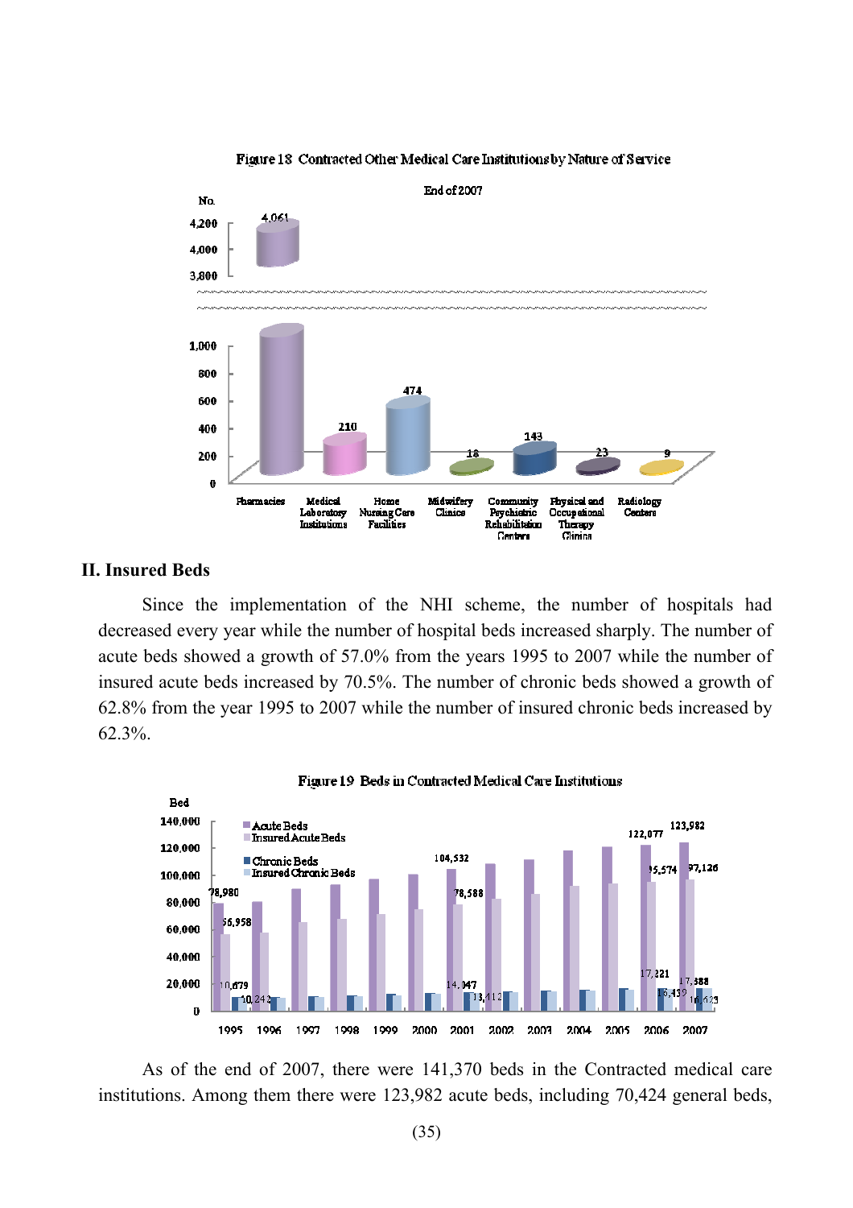Figure 18 Contracted Other Medical Care Institutions by Nature of Service

End of 2007

| Nature of Service | No. |
|---|---|
| Pharmacies | 4,061 |
| Medical Laboratory Institutions | 210 |
| Home Nursing Care Facilities | 474 |
| Midwifery Clinics | 18 |
| Community Psychiatric Rehabilitation Centers | 143 |
| Physical and Occupational Therapy Clinics | 23 |
| Radiology Centers | 9 |

## II. Insured Beds

Since the implementation of the NHI scheme, the number of hospitals had decreased every year while the number of hospital beds increased sharply. The number of acute beds showed a growth of 57.0% from the years 1995 to 2007 while the number of insured acute beds increased by 70.5%. The number of chronic beds showed a growth of 62.8% from the year 1995 to 2007 while the number of insured chronic beds increased by 62.3%.

Figure 19 Beds in Contracted Medical Care Institutions

| Year | Acute Beds | Insured Acute Beds | Chronic Beds | Insured Chronic Beds |
|---|---|---|---|---|
| 1995 | 78,980 | 56,958 | 10,679 | 10,242 |
| 2001 | 104,532 | 78,588 | 14,047 | 13,112 |
| 2006 | 122,077 | 95,574 | 17,221 | 16,439 |
| 2007 | 123,982 | 97,126 | 17,388 | 16,623 |

As of the end of 2007, there were 141,370 beds in the Contracted medical care institutions. Among them there were 123,982 acute beds, including 70,424 general beds,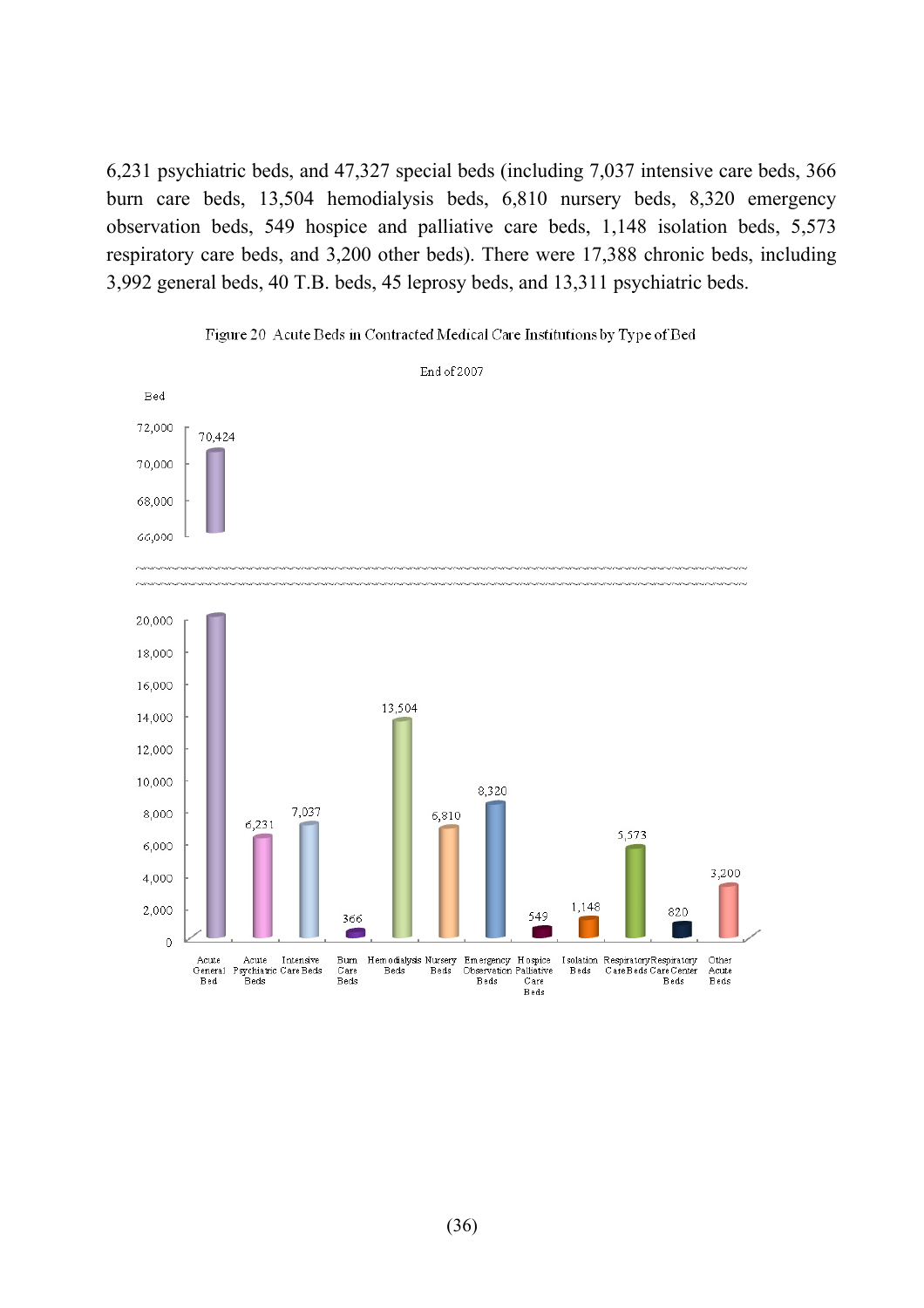6,231 psychiatric beds, and 47,327 special beds (including 7,037 intensive care beds, 366 burn care beds, 13,504 hemodialysis beds, 6,810 nursery beds, 8,320 emergency observation beds, 549 hospice and palliative care beds, 1,148 isolation beds, 5,573 respiratory care beds, and 3,200 other beds). There were 17,388 chronic beds, including 3,992 general beds, 40 T.B. beds, 45 leprosy beds, and 13,311 psychiatric beds.

Figure 20 Acute Beds in Contracted Medical Care Institutions by Type of Bed

End of 2007

| Type of Bed | Bed |
|---|---|
| Acute General Bed | 70,424 |
| Acute Psychiatric Beds | 6,231 |
| Intensive Care Beds | 7,037 |
| Burn Care Beds | 366 |
| Hemodialysis Beds | 13,504 |
| Nursery Beds | 6,810 |
| Emergency Observation Beds | 8,320 |
| Hospice Palliative Care Beds | 549 |
| Isolation Beds | 1,148 |
| Respiratory Care Beds | 5,573 |
| Respiratory Care Center Beds | 820 |
| Other Acute Beds | 3,200 |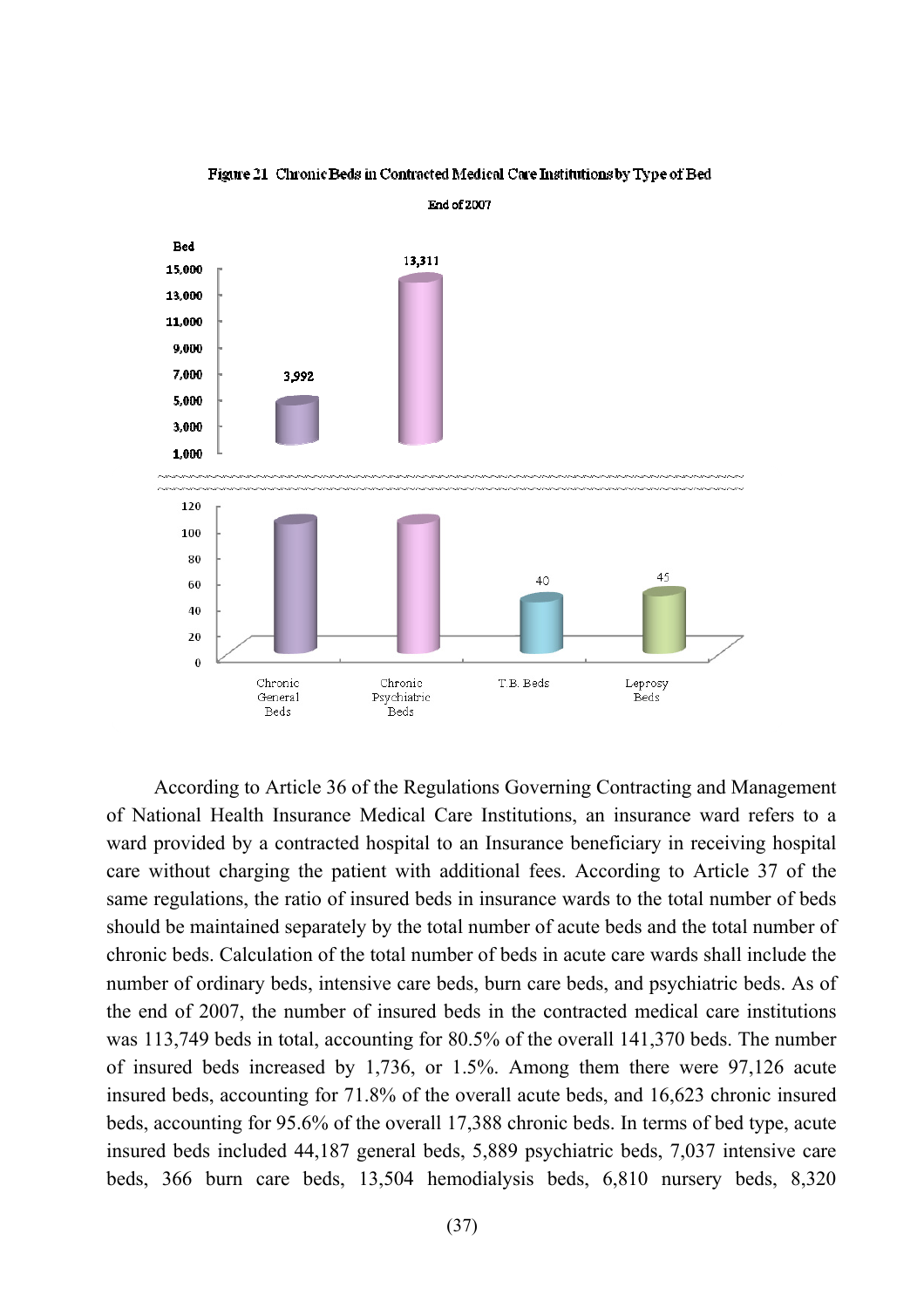Figure 21 Chronic Beds in Contracted Medical Care Institutions by Type of Bed

End of 2007

| Type of Bed | Beds |
| --- | --- |
| Chronic General Beds | 3,992 |
| Chronic Psychiatric Beds | 13,311 |
| T.B. Beds | 40 |
| Leprosy Beds | 45 |

According to Article 36 of the Regulations Governing Contracting and Management of National Health Insurance Medical Care Institutions, an insurance ward refers to a ward provided by a contracted hospital to an Insurance beneficiary in receiving hospital care without charging the patient with additional fees. According to Article 37 of the same regulations, the ratio of insured beds in insurance wards to the total number of beds should be maintained separately by the total number of acute beds and the total number of chronic beds. Calculation of the total number of beds in acute care wards shall include the number of ordinary beds, intensive care beds, burn care beds, and psychiatric beds. As of the end of 2007, the number of insured beds in the contracted medical care institutions was 113,749 beds in total, accounting for 80.5% of the overall 141,370 beds. The number of insured beds increased by 1,736, or 1.5%. Among them there were 97,126 acute insured beds, accounting for 71.8% of the overall acute beds, and 16,623 chronic insured beds, accounting for 95.6% of the overall 17,388 chronic beds. In terms of bed type, acute insured beds included 44,187 general beds, 5,889 psychiatric beds, 7,037 intensive care beds, 366 burn care beds, 13,504 hemodialysis beds, 6,810 nursery beds, 8,320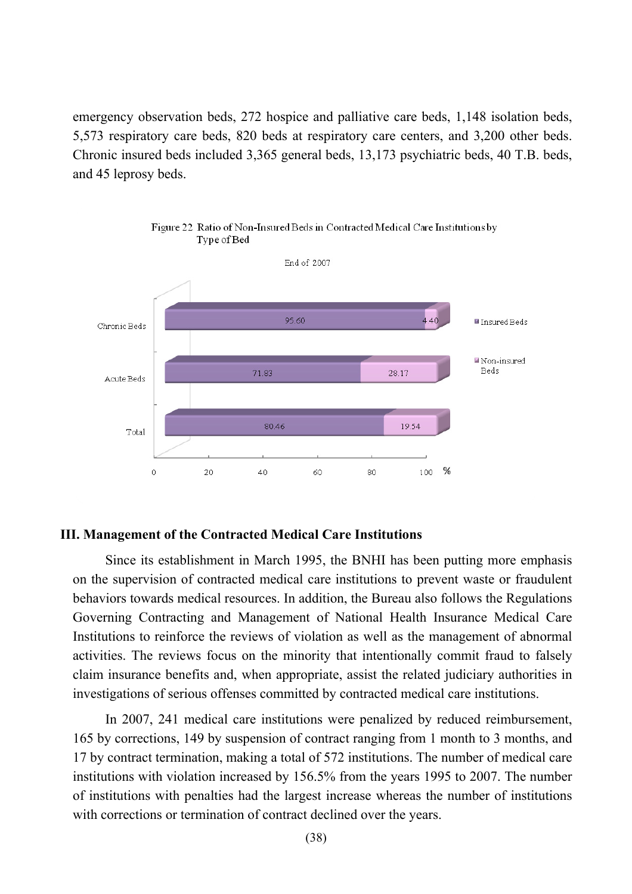emergency observation beds, 272 hospice and palliative care beds, 1,148 isolation beds, 5,573 respiratory care beds, 820 beds at respiratory care centers, and 3,200 other beds. Chronic insured beds included 3,365 general beds, 13,173 psychiatric beds, 40 T.B. beds, and 45 leprosy beds.

Figure 22 Ratio of Non-Insured Beds in Contracted Medical Care Institutions by Type of Bed

End of 2007

| | Insured Beds (%) | Non-insured Beds (%) |
|---|---|---|
| Chronic Beds | 95.60 | 4.40 |
| Acute Beds | 71.83 | 28.17 |
| Total | 80.46 | 19.54 |

## III. Management of the Contracted Medical Care Institutions

Since its establishment in March 1995, the BNHI has been putting more emphasis on the supervision of contracted medical care institutions to prevent waste or fraudulent behaviors towards medical resources. In addition, the Bureau also follows the Regulations Governing Contracting and Management of National Health Insurance Medical Care Institutions to reinforce the reviews of violation as well as the management of abnormal activities. The reviews focus on the minority that intentionally commit fraud to falsely claim insurance benefits and, when appropriate, assist the related judiciary authorities in investigations of serious offenses committed by contracted medical care institutions.

In 2007, 241 medical care institutions were penalized by reduced reimbursement, 165 by corrections, 149 by suspension of contract ranging from 1 month to 3 months, and 17 by contract termination, making a total of 572 institutions. The number of medical care institutions with violation increased by 156.5% from the years 1995 to 2007. The number of institutions with penalties had the largest increase whereas the number of institutions with corrections or termination of contract declined over the years.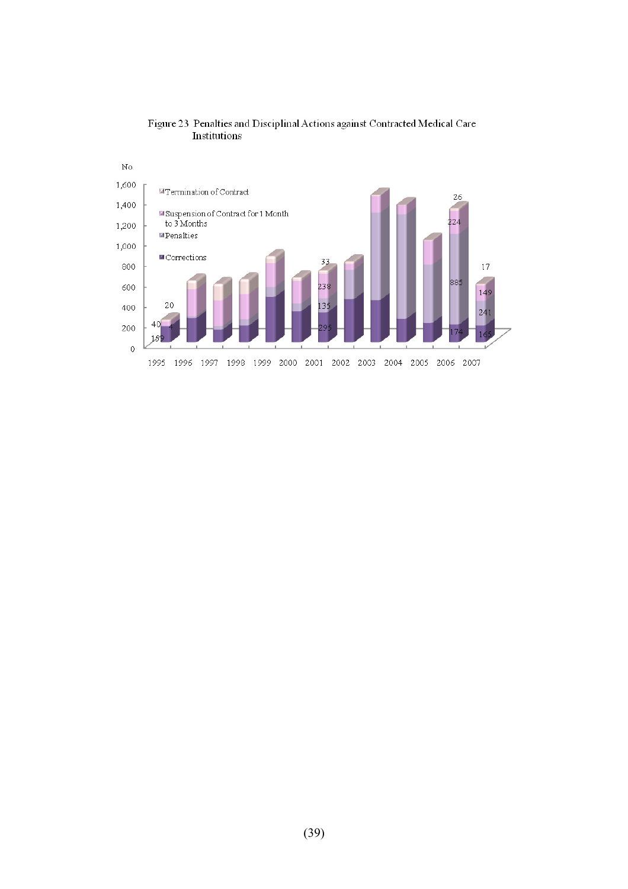Figure 23 Penalties and Disciplinal Actions against Contracted Medical Care Institutions

No.

1,600
1,400
1,200
1,000
800
600
400
200
0

Termination of Contract

Suspension of Contract for 1 Month to 3 Months

Penalties

Corrections

20
40
4
159
33
238
135
295
26
224
885
174
17
149
241
165

1995 1996 1997 1998 1999 2000 2001 2002 2003 2004 2005 2006 2007